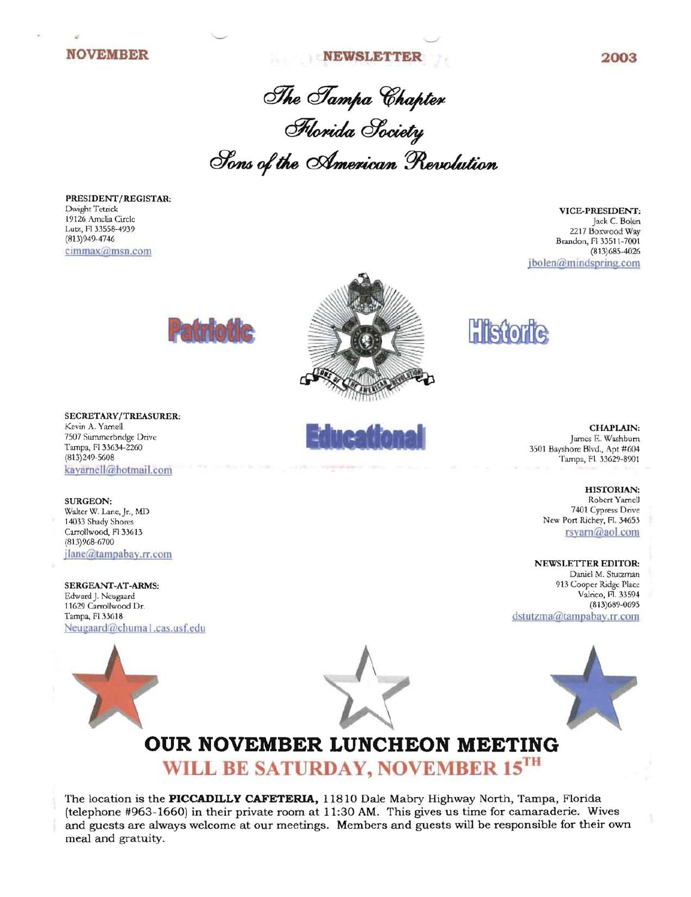NOVEMBER NEWSLETTER 2003

# The Tampa Chapter
# Florida Society
# Sons of the American Revolution

**PRESIDENT/REGISTAR:**
Dwight Tetrick
19126 Amelia Circle
Lutz, Fl 33558-4939
(813)949-4746
cimmax@msn.com

**VICE-PRESIDENT:**
Jack C. Bolen
2217 Boxwood Way
Brandon, Fl 33511-7001
(813)685-4026
jbolen@mindspring.com

Patriotic Historic Educational

**SECRETARY/TREASURER:**
Kevin A. Yarnell
7507 Summerbridge Drive
Tampa, Fl 33634-2260
(813)249-5608
kayarnell@hotmail.com

**CHAPLAIN:**
James E. Washburn
3501 Bayshore Blvd., Apt #604
Tampa, Fl. 33629-8901

**SURGEON:**
Walter W. Lane, Jr., MD
14033 Shady Shores
Carrollwood, Fl 33613
(813)968-6700
jlane@tampabay.rr.com

**HISTORIAN:**
Robert Yarnell
7401 Cypress Drive
New Port Richey, Fl. 34653
rsyarn@aol.com

**SERGEANT-AT-ARMS:**
Edward J. Neugaard
11629 Carrollwood Dr.
Tampa, Fl 33618
Neugaard@chuma1.cas.usf.edu

**NEWSLETTER EDITOR:**
Daniel M. Stutzman
913 Cooper Ridge Place
Valrico, Fl. 33594
(813)689-0695
dstutzma@tampabay.rr.com

## OUR NOVEMBER LUNCHEON MEETING WILL BE SATURDAY, NOVEMBER 15TH

The location is the **PICCADILLY CAFETERIA,** 11810 Dale Mabry Highway North, Tampa, Florida (telephone #963-1660) in their private room at 11:30 AM. This gives us time for camaraderie. Wives and guests are always welcome at our meetings. Members and guests will be responsible for their own meal and gratuity.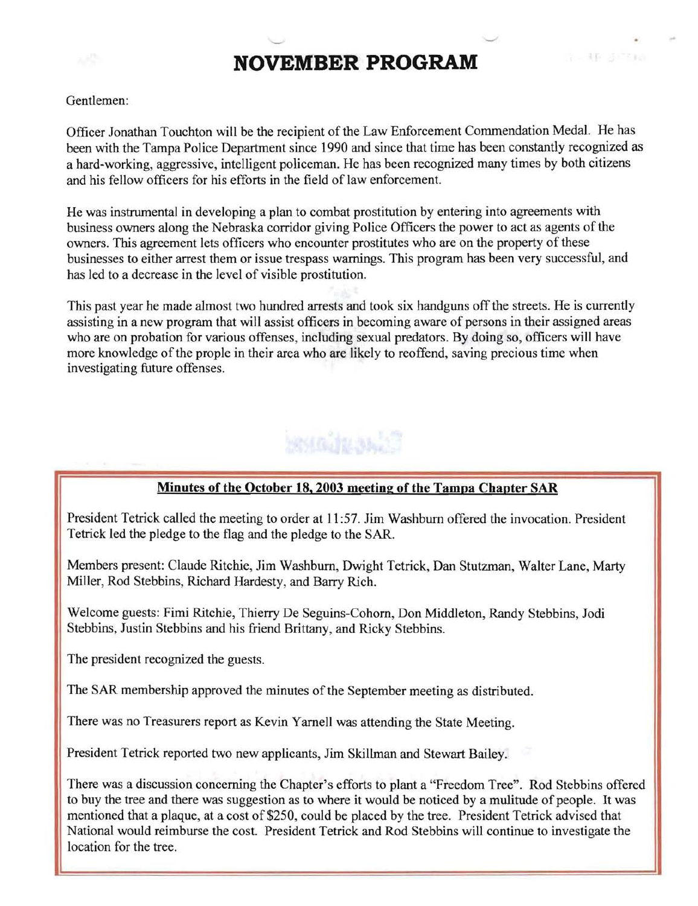# NOVEMBER PROGRAM

Gentlemen:

Officer Jonathan Touchton will be the recipient of the Law Enforcement Commendation Medal. He has been with the Tampa Police Department since 1990 and since that time has been constantly recognized as a hard-working, aggressive, intelligent policeman. He has been recognized many times by both citizens and his fellow officers for his efforts in the field of law enforcement.

He was instrumental in developing a plan to combat prostitution by entering into agreements with business owners along the Nebraska corridor giving Police Officers the power to act as agents of the owners. This agreement lets officers who encounter prostitutes who are on the property of these businesses to either arrest them or issue trespass warnings. This program has been very successful, and has led to a decrease in the level of visible prostitution.

This past year he made almost two hundred arrests and took six handguns off the streets. He is currently assisting in a new program that will assist officers in becoming aware of persons in their assigned areas who are on probation for various offenses, including sexual predators. By doing so, officers will have more knowledge of the prople in their area who are likely to reoffend, saving precious time when investigating future offenses.

## Minutes of the October 18, 2003 meeting of the Tampa Chapter SAR

President Tetrick called the meeting to order at 11:57. Jim Washburn offered the invocation. President Tetrick led the pledge to the flag and the pledge to the SAR.

Members present: Claude Ritchie, Jim Washburn, Dwight Tetrick, Dan Stutzman, Walter Lane, Marty Miller, Rod Stebbins, Richard Hardesty, and Barry Rich.

Welcome guests: Fimi Ritchie, Thierry De Seguins-Cohorn, Don Middleton, Randy Stebbins, Jodi Stebbins, Justin Stebbins and his friend Brittany, and Ricky Stebbins.

The president recognized the guests.

The SAR membership approved the minutes of the September meeting as distributed.

There was no Treasurers report as Kevin Yarnell was attending the State Meeting.

President Tetrick reported two new applicants, Jim Skillman and Stewart Bailey.

There was a discussion concerning the Chapter's efforts to plant a "Freedom Tree". Rod Stebbins offered to buy the tree and there was suggestion as to where it would be noticed by a mulitude of people. It was mentioned that a plaque, at a cost of $250, could be placed by the tree. President Tetrick advised that National would reimburse the cost. President Tetrick and Rod Stebbins will continue to investigate the location for the tree.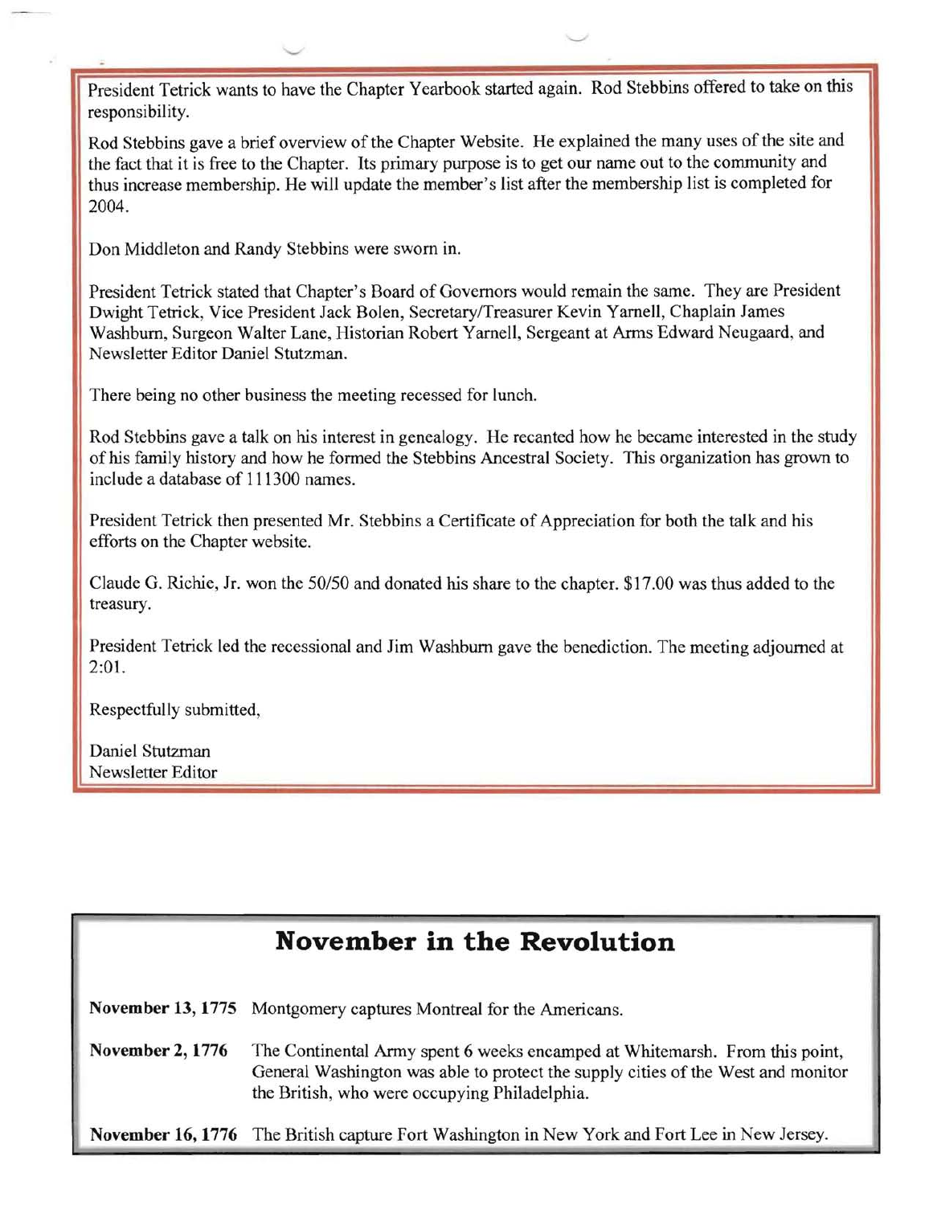President Tetrick wants to have the Chapter Yearbook started again. Rod Stebbins offered to take on this responsibility.

Rod Stebbins gave a brief overview of the Chapter Website. He explained the many uses of the site and the fact that it is free to the Chapter. Its primary purpose is to get our name out to the community and thus increase membership. He will update the member's list after the membership list is completed for 2004.

Don Middleton and Randy Stebbins were sworn in.

President Tetrick stated that Chapter's Board of Governors would remain the same. They are President Dwight Tetrick, Vice President Jack Bolen, Secretary/Treasurer Kevin Yarnell, Chaplain James Washburn, Surgeon Walter Lane, Historian Robert Yarnell, Sergeant at Arms Edward Neugaard, and Newsletter Editor Daniel Stutzman.

There being no other business the meeting recessed for lunch.

Rod Stebbins gave a talk on his interest in genealogy. He recanted how he became interested in the study of his family history and how he formed the Stebbins Ancestral Society. This organization has grown to include a database of 111300 names.

President Tetrick then presented Mr. Stebbins a Certificate of Appreciation for both the talk and his efforts on the Chapter website.

Claude G. Richie, Jr. won the 50/50 and donated his share to the chapter. $17.00 was thus added to the treasury.

President Tetrick led the recessional and Jim Washburn gave the benediction. The meeting adjourned at 2:01.

Respectfully submitted,

Daniel Stutzman
Newsletter Editor

## November in the Revolution

**November 13, 1775** Montgomery captures Montreal for the Americans.

**November 2, 1776** The Continental Army spent 6 weeks encamped at Whitemarsh. From this point, General Washington was able to protect the supply cities of the West and monitor the British, who were occupying Philadelphia.

**November 16, 1776** The British capture Fort Washington in New York and Fort Lee in New Jersey.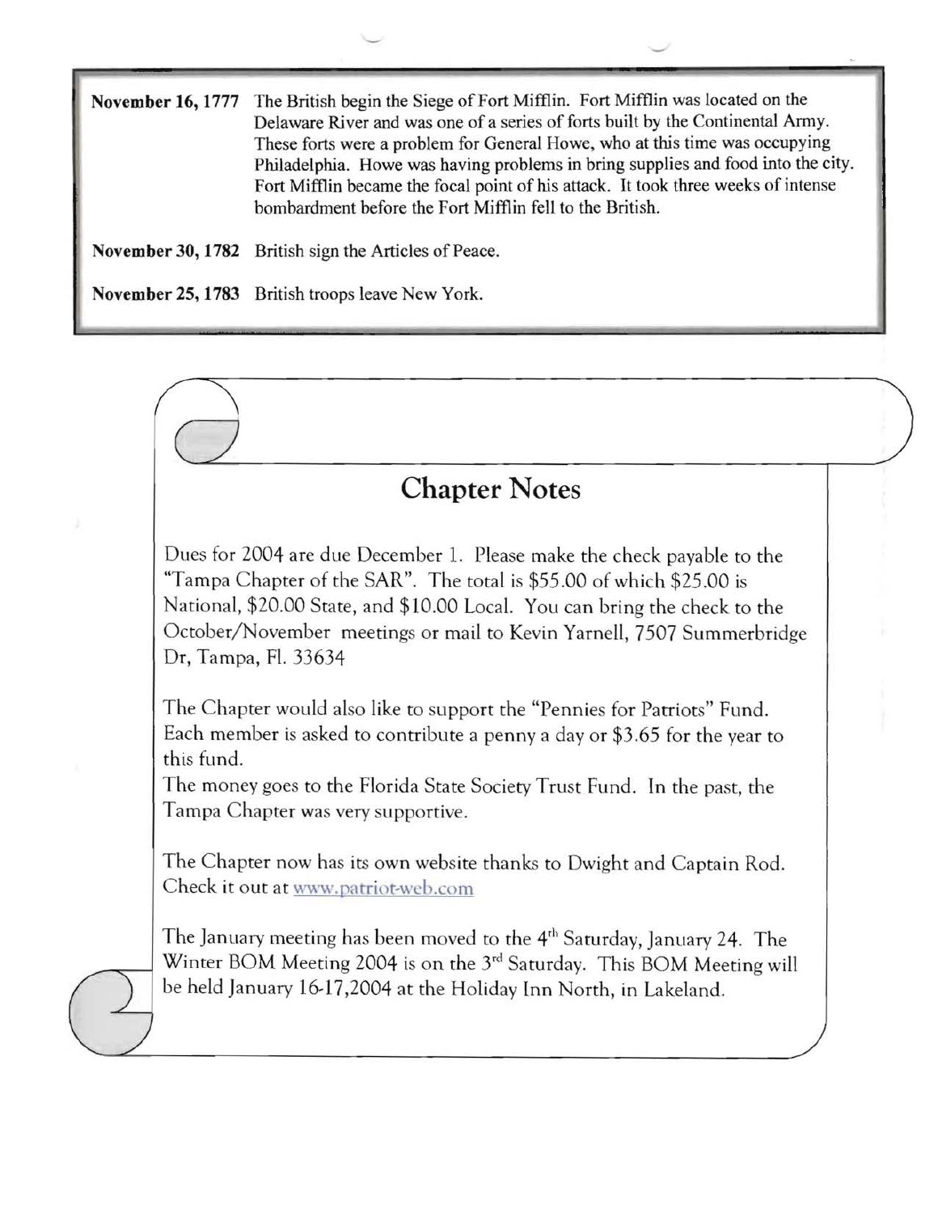**November 16, 1777** The British begin the Siege of Fort Mifflin. Fort Mifflin was located on the Delaware River and was one of a series of forts built by the Continental Army. These forts were a problem for General Howe, who at this time was occupying Philadelphia. Howe was having problems in bring supplies and food into the city. Fort Mifflin became the focal point of his attack. It took three weeks of intense bombardment before the Fort Mifflin fell to the British.

**November 30, 1782** British sign the Articles of Peace.

**November 25, 1783** British troops leave New York.

## Chapter Notes

Dues for 2004 are due December 1. Please make the check payable to the "Tampa Chapter of the SAR". The total is $55.00 of which $25.00 is National, $20.00 State, and $10.00 Local. You can bring the check to the October/November meetings or mail to Kevin Yarnell, 7507 Summerbridge Dr, Tampa, Fl. 33634

The Chapter would also like to support the "Pennies for Patriots" Fund. Each member is asked to contribute a penny a day or $3.65 for the year to this fund.
The money goes to the Florida State Society Trust Fund. In the past, the Tampa Chapter was very supportive.

The Chapter now has its own website thanks to Dwight and Captain Rod. Check it out at www.patriot-web.com

The January meeting has been moved to the 4th Saturday, January 24. The Winter BOM Meeting 2004 is on the 3rd Saturday. This BOM Meeting will be held January 16-17,2004 at the Holiday Inn North, in Lakeland.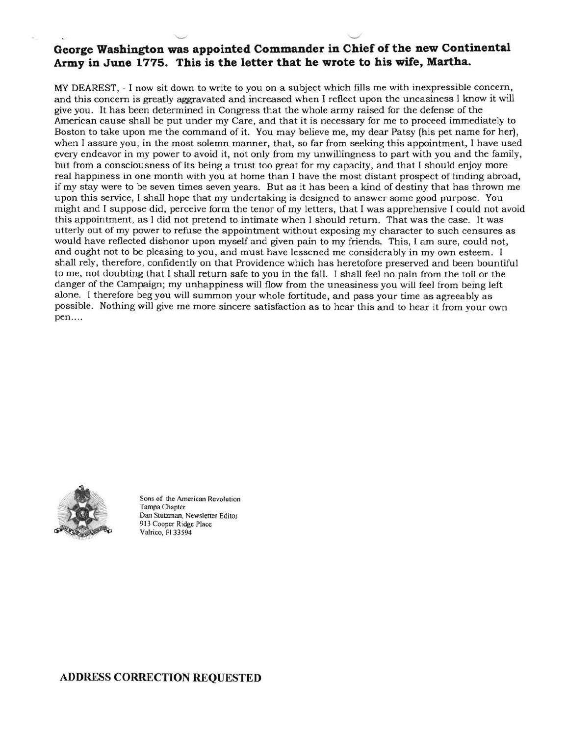**George Washington was appointed Commander in Chief of the new Continental Army in June 1775. This is the letter that he wrote to his wife, Martha.**

MY DEAREST, - I now sit down to write to you on a subject which fills me with inexpressible concern, and this concern is greatly aggravated and increased when I reflect upon the uneasiness I know it will give you. It has been determined in Congress that the whole army raised for the defense of the American cause shall be put under my Care, and that it is necessary for me to proceed immediately to Boston to take upon me the command of it. You may believe me, my dear Patsy (his pet name for her), when I assure you, in the most solemn manner, that, so far from seeking this appointment, I have used every endeavor in my power to avoid it, not only from my unwillingness to part with you and the family, but from a consciousness of its being a trust too great for my capacity, and that I should enjoy more real happiness in one month with you at home than I have the most distant prospect of finding abroad, if my stay were to be seven times seven years. But as it has been a kind of destiny that has thrown me upon this service, I shall hope that my undertaking is designed to answer some good purpose. You might and I suppose did, perceive form the tenor of my letters, that I was apprehensive I could not avoid this appointment, as I did not pretend to intimate when I should return. That was the case. It was utterly out of my power to refuse the appointment without exposing my character to such censures as would have reflected dishonor upon myself and given pain to my friends. This, I am sure, could not, and ought not to be pleasing to you, and must have lessened me considerably in my own esteem. I shall rely, therefore, confidently on that Providence which has heretofore preserved and been bountiful to me, not doubting that I shall return safe to you in the fall. I shall feel no pain from the toil or the danger of the Campaign; my unhappiness will flow from the uneasiness you will feel from being left alone. I therefore beg you will summon your whole fortitude, and pass your time as agreeably as possible. Nothing will give me more sincere satisfaction as to hear this and to hear it from your own pen....

Sons of the American Revolution
Tampa Chapter
Dan Stutzman, Newsletter Editor
913 Cooper Ridge Place
Valrico, Fl 33594

**ADDRESS CORRECTION REQUESTED**